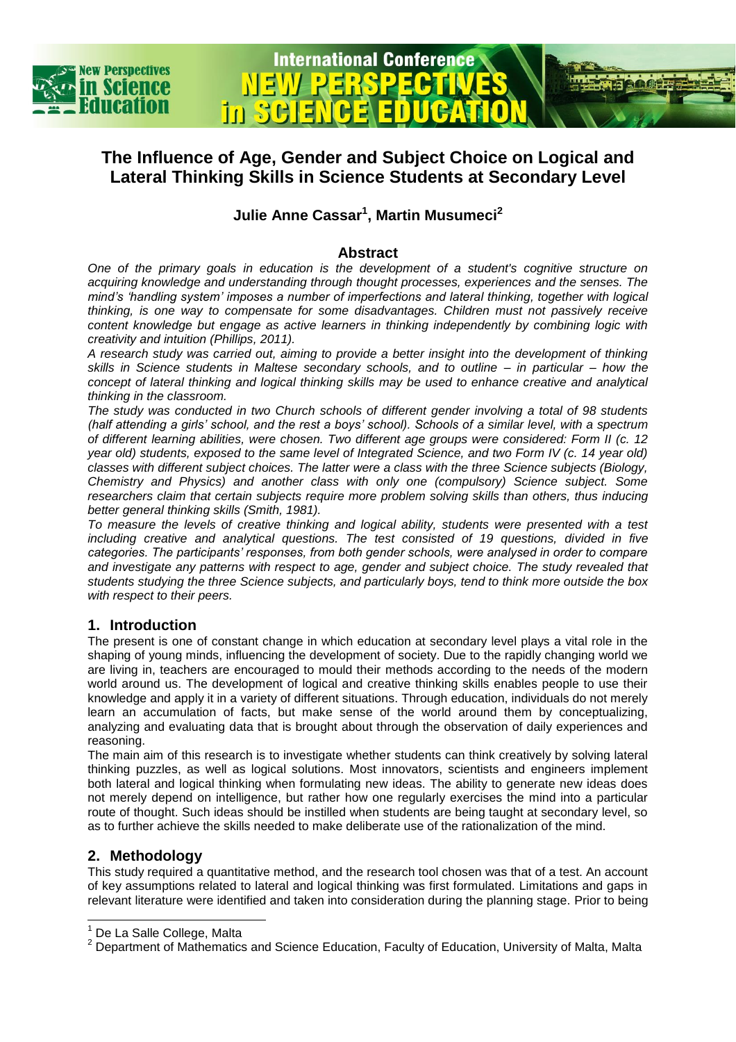# The Influence of Age, Gender and Subject Choice on Logical and Lateral Thinking Skills in Science Students at Secondary Level

**Julie Anne Cassar[1], Martin Musumeci[2]**

## Abstract

*One of the primary goals in education is the development of a student's cognitive structure on acquiring knowledge and understanding through thought processes, experiences and the senses. The mind's 'handling system' imposes a number of imperfections and lateral thinking, together with logical thinking, is one way to compensate for some disadvantages. Children must not passively receive content knowledge but engage as active learners in thinking independently by combining logic with creativity and intuition (Phillips, 2011).*

*A research study was carried out, aiming to provide a better insight into the development of thinking skills in Science students in Maltese secondary schools, and to outline – in particular – how the concept of lateral thinking and logical thinking skills may be used to enhance creative and analytical thinking in the classroom.*

*The study was conducted in two Church schools of different gender involving a total of 98 students (half attending a girls' school, and the rest a boys' school). Schools of a similar level, with a spectrum of different learning abilities, were chosen. Two different age groups were considered: Form II (c. 12 year old) students, exposed to the same level of Integrated Science, and two Form IV (c. 14 year old) classes with different subject choices. The latter were a class with the three Science subjects (Biology, Chemistry and Physics) and another class with only one (compulsory) Science subject. Some researchers claim that certain subjects require more problem solving skills than others, thus inducing better general thinking skills (Smith, 1981).*

*To measure the levels of creative thinking and logical ability, students were presented with a test including creative and analytical questions. The test consisted of 19 questions, divided in five categories. The participants' responses, from both gender schools, were analysed in order to compare and investigate any patterns with respect to age, gender and subject choice. The study revealed that students studying the three Science subjects, and particularly boys, tend to think more outside the box with respect to their peers.*

## 1. Introduction

The present is one of constant change in which education at secondary level plays a vital role in the shaping of young minds, influencing the development of society. Due to the rapidly changing world we are living in, teachers are encouraged to mould their methods according to the needs of the modern world around us. The development of logical and creative thinking skills enables people to use their knowledge and apply it in a variety of different situations. Through education, individuals do not merely learn an accumulation of facts, but make sense of the world around them by conceptualizing, analyzing and evaluating data that is brought about through the observation of daily experiences and reasoning.

The main aim of this research is to investigate whether students can think creatively by solving lateral thinking puzzles, as well as logical solutions. Most innovators, scientists and engineers implement both lateral and logical thinking when formulating new ideas. The ability to generate new ideas does not merely depend on intelligence, but rather how one regularly exercises the mind into a particular route of thought. Such ideas should be instilled when students are being taught at secondary level, so as to further achieve the skills needed to make deliberate use of the rationalization of the mind.

## 2. Methodology

This study required a quantitative method, and the research tool chosen was that of a test. An account of key assumptions related to lateral and logical thinking was first formulated. Limitations and gaps in relevant literature were identified and taken into consideration during the planning stage. Prior to being

---

[1] De La Salle College, Malta

[2] Department of Mathematics and Science Education, Faculty of Education, University of Malta, Malta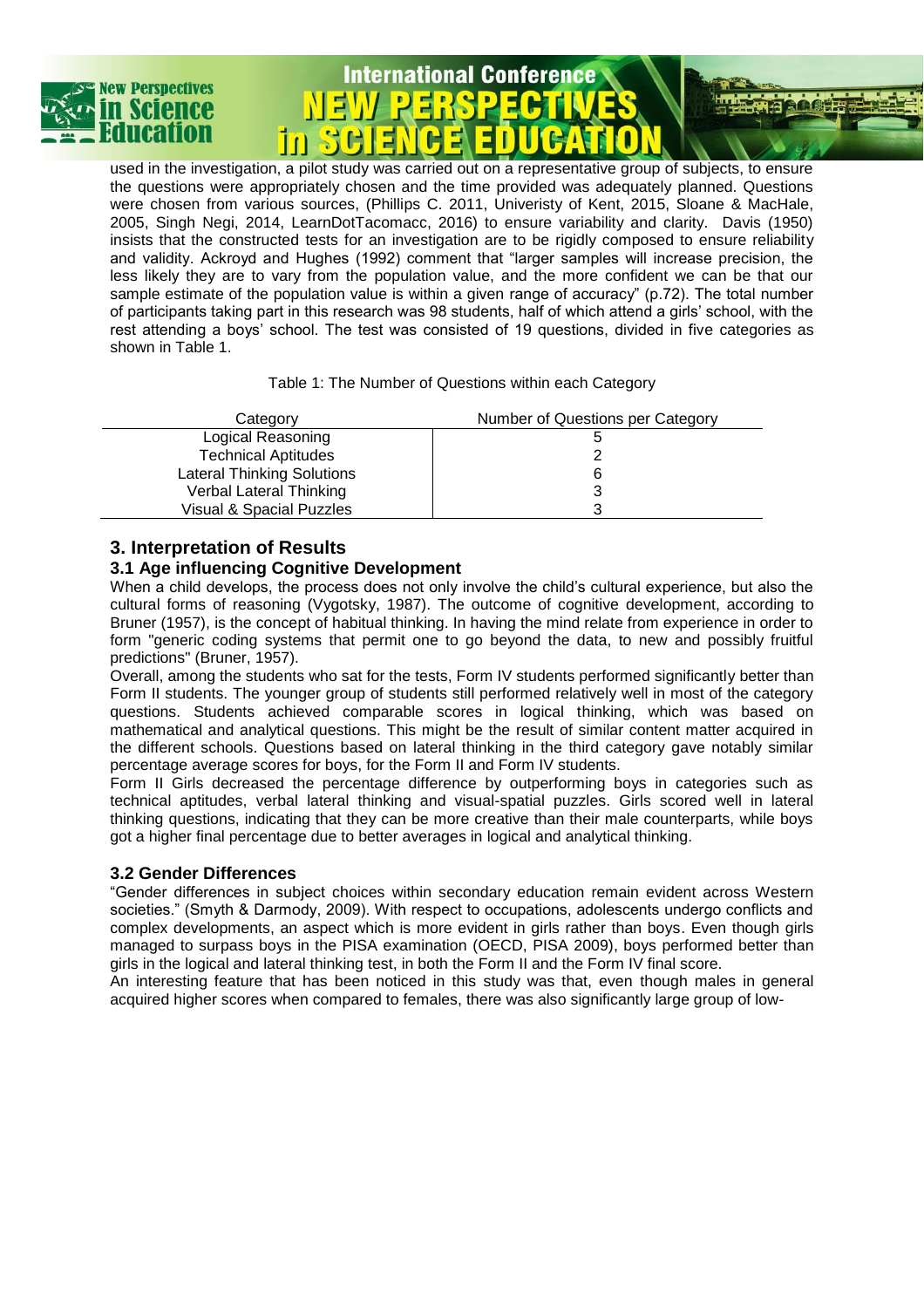used in the investigation, a pilot study was carried out on a representative group of subjects, to ensure the questions were appropriately chosen and the time provided was adequately planned. Questions were chosen from various sources, (Phillips C. 2011, Univeristy of Kent, 2015, Sloane & MacHale, 2005, Singh Negi, 2014, LearnDotTacomacc, 2016) to ensure variability and clarity. Davis (1950) insists that the constructed tests for an investigation are to be rigidly composed to ensure reliability and validity. Ackroyd and Hughes (1992) comment that "larger samples will increase precision, the less likely they are to vary from the population value, and the more confident we can be that our sample estimate of the population value is within a given range of accuracy" (p.72). The total number of participants taking part in this research was 98 students, half of which attend a girls' school, with the rest attending a boys' school. The test was consisted of 19 questions, divided in five categories as shown in Table 1.

Table 1: The Number of Questions within each Category

| Category | Number of Questions per Category |
|---|---|
| Logical Reasoning | 5 |
| Technical Aptitudes | 2 |
| Lateral Thinking Solutions | 6 |
| Verbal Lateral Thinking | 3 |
| Visual & Spacial Puzzles | 3 |

## 3. Interpretation of Results

### 3.1 Age influencing Cognitive Development

When a child develops, the process does not only involve the child's cultural experience, but also the cultural forms of reasoning (Vygotsky, 1987). The outcome of cognitive development, according to Bruner (1957), is the concept of habitual thinking. In having the mind relate from experience in order to form "generic coding systems that permit one to go beyond the data, to new and possibly fruitful predictions" (Bruner, 1957).

Overall, among the students who sat for the tests, Form IV students performed significantly better than Form II students. The younger group of students still performed relatively well in most of the category questions. Students achieved comparable scores in logical thinking, which was based on mathematical and analytical questions. This might be the result of similar content matter acquired in the different schools. Questions based on lateral thinking in the third category gave notably similar percentage average scores for boys, for the Form II and Form IV students.

Form II Girls decreased the percentage difference by outperforming boys in categories such as technical aptitudes, verbal lateral thinking and visual-spatial puzzles. Girls scored well in lateral thinking questions, indicating that they can be more creative than their male counterparts, while boys got a higher final percentage due to better averages in logical and analytical thinking.

### 3.2 Gender Differences

"Gender differences in subject choices within secondary education remain evident across Western societies." (Smyth & Darmody, 2009). With respect to occupations, adolescents undergo conflicts and complex developments, an aspect which is more evident in girls rather than boys. Even though girls managed to surpass boys in the PISA examination (OECD, PISA 2009), boys performed better than girls in the logical and lateral thinking test, in both the Form II and the Form IV final score.

An interesting feature that has been noticed in this study was that, even though males in general acquired higher scores when compared to females, there was also significantly large group of low-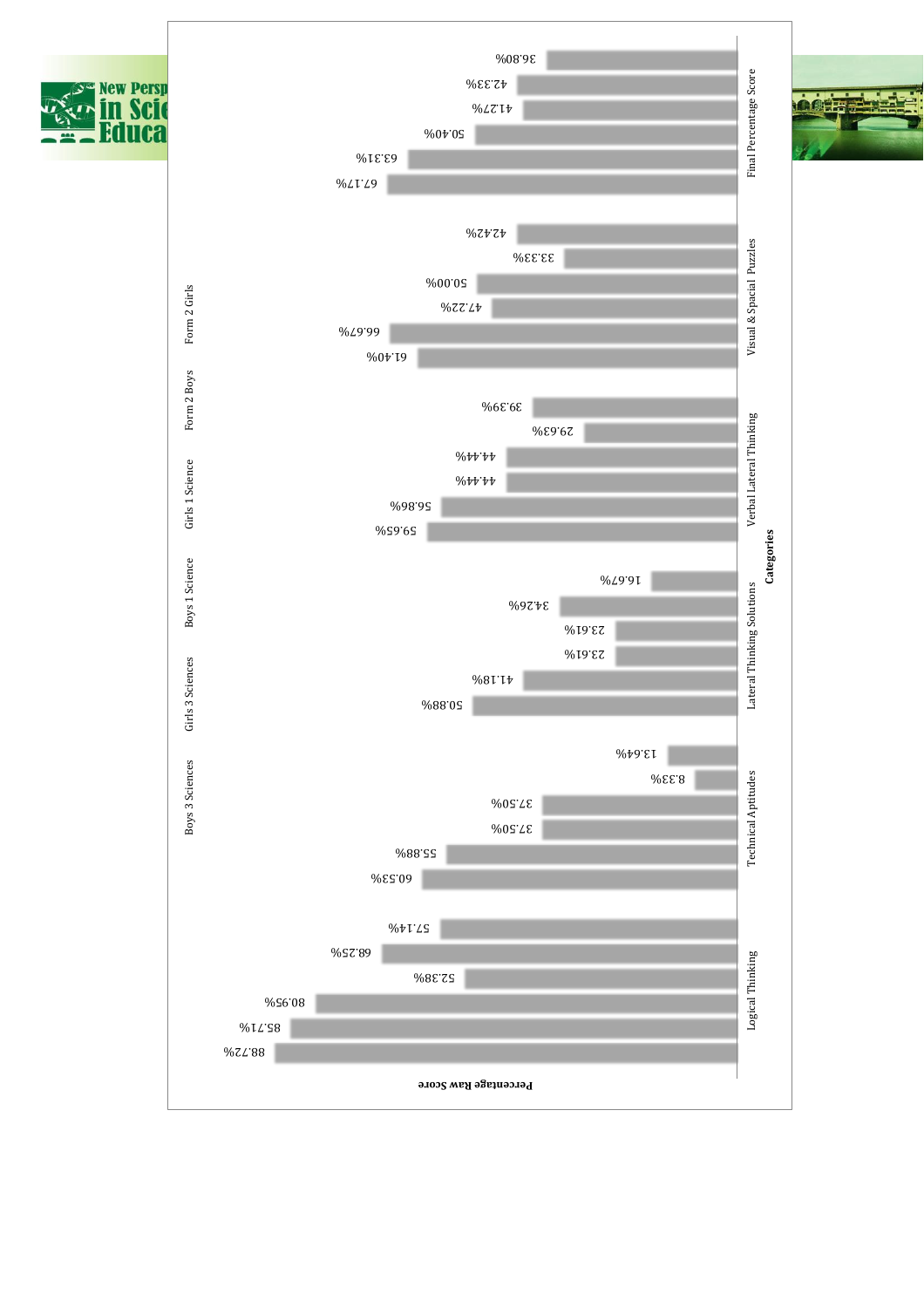| Categories | Boys 3 Sciences | Girls 3 Sciences | Boys 1 Science | Girls 1 Science | Form 2 Boys | Form 2 Girls |
|---|---|---|---|---|---|---|
| Logical Thinking | 88.72% | 85.71% | 80.95% | 52.38% | 68.25% | 57.14% |
| Technical Aptitudes | 60.53% | 55.88% | 37.50% | 37.50% | 8.33% | 13.64% |
| Lateral Thinking Solutions | 50.88% | 41.18% | 23.61% | 23.61% | 34.26% | 16.67% |
| Verbal Lateral Thinking | 59.65% | 56.86% | 44.44% | 44.44% | 29.63% | 39.39% |
| Visual & Spacial Puzzles | 61.40% | 66.67% | 47.22% | 50.00% | 33.33% | 42.42% |
| Final Percentage Score | 67.17% | 63.31% | 50.40% | 41.27% | 42.33% | 36.80% |

Percentage Raw Score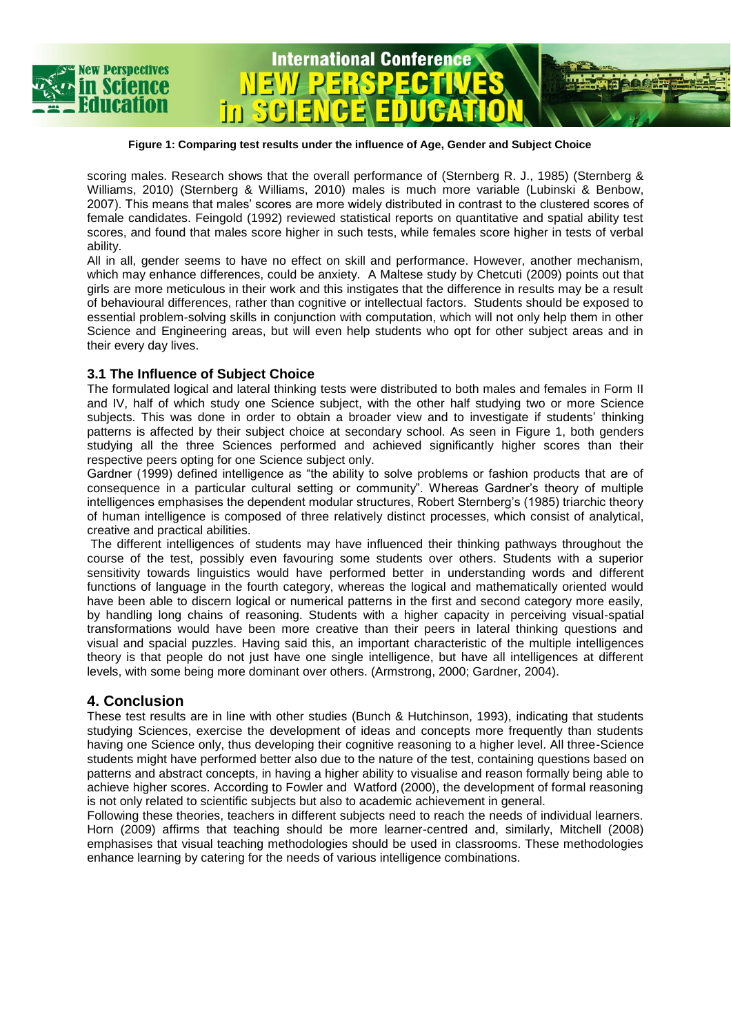**Figure 1: Comparing test results under the influence of Age, Gender and Subject Choice**

scoring males. Research shows that the overall performance of (Sternberg R. J., 1985) (Sternberg & Williams, 2010) (Sternberg & Williams, 2010) males is much more variable (Lubinski & Benbow, 2007). This means that males' scores are more widely distributed in contrast to the clustered scores of female candidates. Feingold (1992) reviewed statistical reports on quantitative and spatial ability test scores, and found that males score higher in such tests, while females score higher in tests of verbal ability.

All in all, gender seems to have no effect on skill and performance. However, another mechanism, which may enhance differences, could be anxiety. A Maltese study by Chetcuti (2009) points out that girls are more meticulous in their work and this instigates that the difference in results may be a result of behavioural differences, rather than cognitive or intellectual factors. Students should be exposed to essential problem-solving skills in conjunction with computation, which will not only help them in other Science and Engineering areas, but will even help students who opt for other subject areas and in their every day lives.

### 3.1 The Influence of Subject Choice

The formulated logical and lateral thinking tests were distributed to both males and females in Form II and IV, half of which study one Science subject, with the other half studying two or more Science subjects. This was done in order to obtain a broader view and to investigate if students' thinking patterns is affected by their subject choice at secondary school. As seen in Figure 1, both genders studying all the three Sciences performed and achieved significantly higher scores than their respective peers opting for one Science subject only.

Gardner (1999) defined intelligence as "the ability to solve problems or fashion products that are of consequence in a particular cultural setting or community". Whereas Gardner's theory of multiple intelligences emphasises the dependent modular structures, Robert Sternberg's (1985) triarchic theory of human intelligence is composed of three relatively distinct processes, which consist of analytical, creative and practical abilities.

The different intelligences of students may have influenced their thinking pathways throughout the course of the test, possibly even favouring some students over others. Students with a superior sensitivity towards linguistics would have performed better in understanding words and different functions of language in the fourth category, whereas the logical and mathematically oriented would have been able to discern logical or numerical patterns in the first and second category more easily, by handling long chains of reasoning. Students with a higher capacity in perceiving visual-spatial transformations would have been more creative than their peers in lateral thinking questions and visual and spacial puzzles. Having said this, an important characteristic of the multiple intelligences theory is that people do not just have one single intelligence, but have all intelligences at different levels, with some being more dominant over others. (Armstrong, 2000; Gardner, 2004).

## 4. Conclusion

These test results are in line with other studies (Bunch & Hutchinson, 1993), indicating that students studying Sciences, exercise the development of ideas and concepts more frequently than students having one Science only, thus developing their cognitive reasoning to a higher level. All three-Science students might have performed better also due to the nature of the test, containing questions based on patterns and abstract concepts, in having a higher ability to visualise and reason formally being able to achieve higher scores. According to Fowler and Watford (2000), the development of formal reasoning is not only related to scientific subjects but also to academic achievement in general.

Following these theories, teachers in different subjects need to reach the needs of individual learners. Horn (2009) affirms that teaching should be more learner-centred and, similarly, Mitchell (2008) emphasises that visual teaching methodologies should be used in classrooms. These methodologies enhance learning by catering for the needs of various intelligence combinations.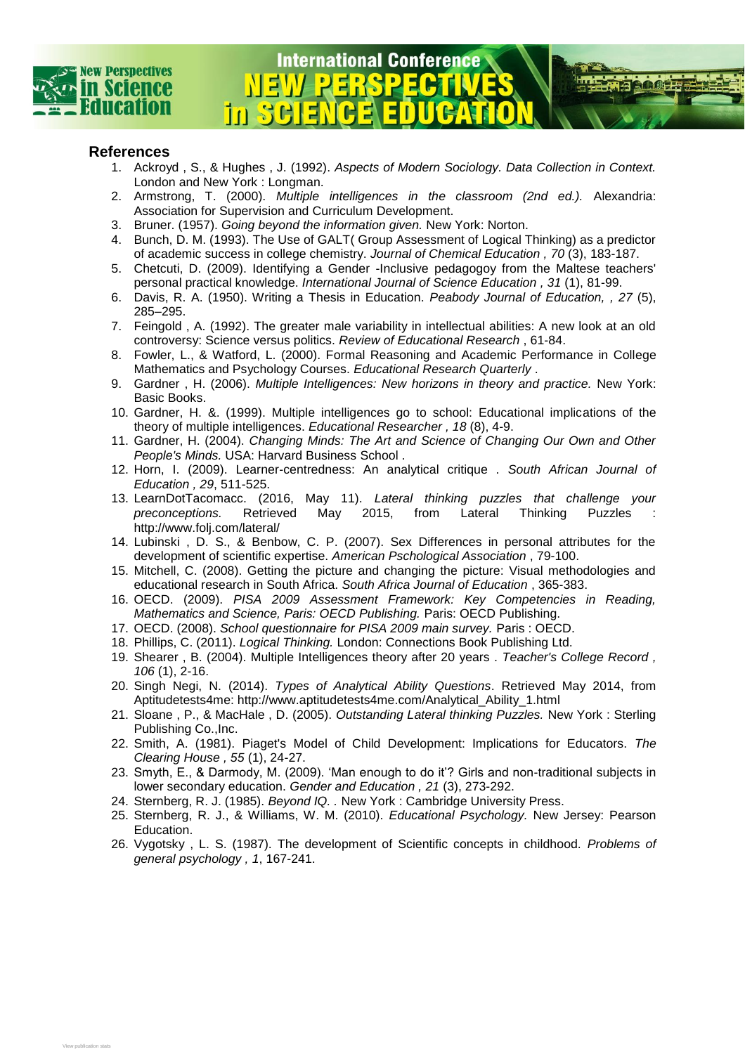## References

1. Ackroyd , S., & Hughes , J. (1992). *Aspects of Modern Sociology. Data Collection in Context.* London and New York : Longman.
2. Armstrong, T. (2000). *Multiple intelligences in the classroom (2nd ed.).* Alexandria: Association for Supervision and Curriculum Development.
3. Bruner. (1957). *Going beyond the information given.* New York: Norton.
4. Bunch, D. M. (1993). The Use of GALT( Group Assessment of Logical Thinking) as a predictor of academic success in college chemistry. *Journal of Chemical Education , 70* (3), 183-187.
5. Chetcuti, D. (2009). Identifying a Gender -Inclusive pedagogoy from the Maltese teachers' personal practical knowledge. *International Journal of Science Education , 31* (1), 81-99.
6. Davis, R. A. (1950). Writing a Thesis in Education. *Peabody Journal of Education, , 27* (5), 285–295.
7. Feingold , A. (1992). The greater male variability in intellectual abilities: A new look at an old controversy: Science versus politics. *Review of Educational Research* , 61-84.
8. Fowler, L., & Watford, L. (2000). Formal Reasoning and Academic Performance in College Mathematics and Psychology Courses. *Educational Research Quarterly* .
9. Gardner , H. (2006). *Multiple Intelligences: New horizons in theory and practice.* New York: Basic Books.
10. Gardner, H. &. (1999). Multiple intelligences go to school: Educational implications of the theory of multiple intelligences. *Educational Researcher , 18* (8), 4-9.
11. Gardner, H. (2004). *Changing Minds: The Art and Science of Changing Our Own and Other People's Minds.* USA: Harvard Business School .
12. Horn, I. (2009). Learner-centredness: An analytical critique . *South African Journal of Education , 29*, 511-525.
13. LearnDotTacomacc. (2016, May 11). *Lateral thinking puzzles that challenge your preconceptions.* Retrieved May 2015, from Lateral Thinking Puzzles : http://www.folj.com/lateral/
14. Lubinski , D. S., & Benbow, C. P. (2007). Sex Differences in personal attributes for the development of scientific expertise. *American Pschological Association* , 79-100.
15. Mitchell, C. (2008). Getting the picture and changing the picture: Visual methodologies and educational research in South Africa. *South Africa Journal of Education* , 365-383.
16. OECD. (2009). *PISA 2009 Assessment Framework: Key Competencies in Reading, Mathematics and Science, Paris: OECD Publishing.* Paris: OECD Publishing.
17. OECD. (2008). *School questionnaire for PISA 2009 main survey.* Paris : OECD.
18. Phillips, C. (2011). *Logical Thinking.* London: Connections Book Publishing Ltd.
19. Shearer , B. (2004). Multiple Intelligences theory after 20 years . *Teacher's College Record , 106* (1), 2-16.
20. Singh Negi, N. (2014). *Types of Analytical Ability Questions*. Retrieved May 2014, from Aptitudetests4me: http://www.aptitudetests4me.com/Analytical_Ability_1.html
21. Sloane , P., & MacHale , D. (2005). *Outstanding Lateral thinking Puzzles.* New York : Sterling Publishing Co.,Inc.
22. Smith, A. (1981). Piaget's Model of Child Development: Implications for Educators. *The Clearing House , 55* (1), 24-27.
23. Smyth, E., & Darmody, M. (2009). 'Man enough to do it'? Girls and non-traditional subjects in lower secondary education. *Gender and Education , 21* (3), 273-292.
24. Sternberg, R. J. (1985). *Beyond IQ.* . New York : Cambridge University Press.
25. Sternberg, R. J., & Williams, W. M. (2010). *Educational Psychology.* New Jersey: Pearson Education.
26. Vygotsky , L. S. (1987). The development of Scientific concepts in childhood. *Problems of general psychology , 1*, 167-241.